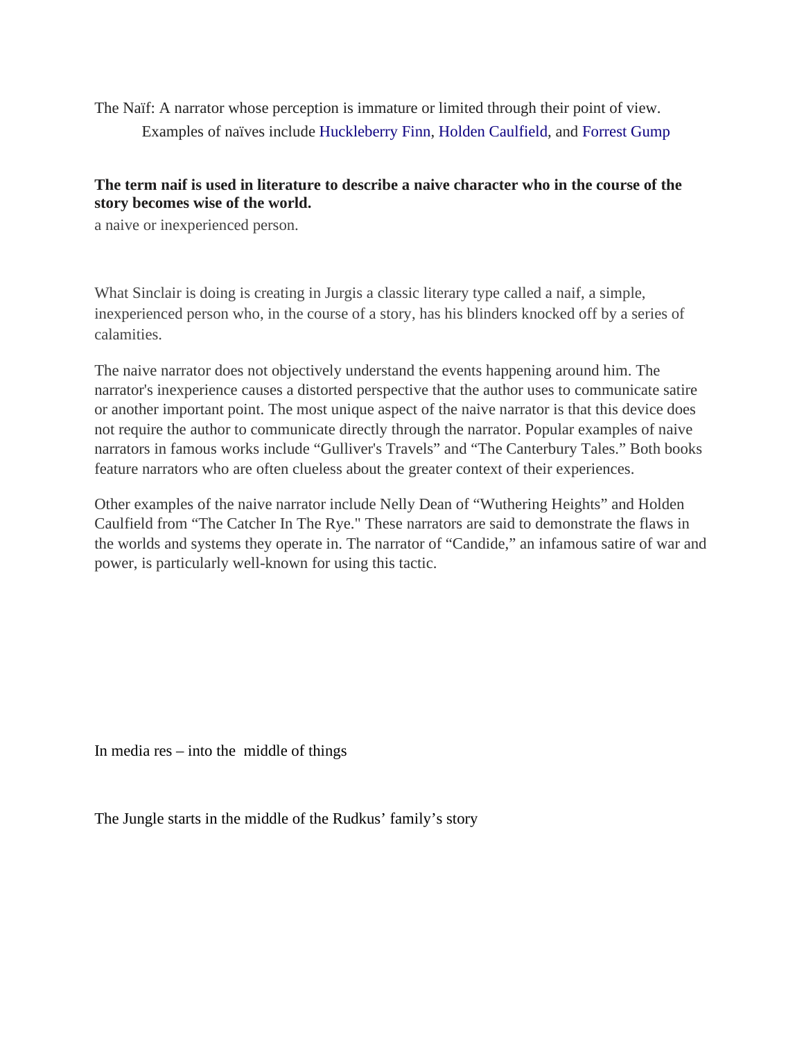The Naïf: A narrator whose perception is immature or limited through their point of view.

Examples of naïves include Huckleberry Finn, Holden Caulfield, and Forrest Gump

**The term naif is used in literature to describe a naive character who in the course of the story becomes wise of the world.**

a naive or inexperienced person.

What Sinclair is doing is creating in Jurgis a classic literary type called a naif, a simple, inexperienced person who, in the course of a story, has his blinders knocked off by a series of calamities.

The naive narrator does not objectively understand the events happening around him. The narrator's inexperience causes a distorted perspective that the author uses to communicate satire or another important point. The most unique aspect of the naive narrator is that this device does not require the author to communicate directly through the narrator. Popular examples of naive narrators in famous works include "Gulliver's Travels" and "The Canterbury Tales." Both books feature narrators who are often clueless about the greater context of their experiences.

Other examples of the naive narrator include Nelly Dean of "Wuthering Heights" and Holden Caulfield from "The Catcher In The Rye." These narrators are said to demonstrate the flaws in the worlds and systems they operate in. The narrator of "Candide," an infamous satire of war and power, is particularly well-known for using this tactic.

In media res – into the middle of things

The Jungle starts in the middle of the Rudkus' family's story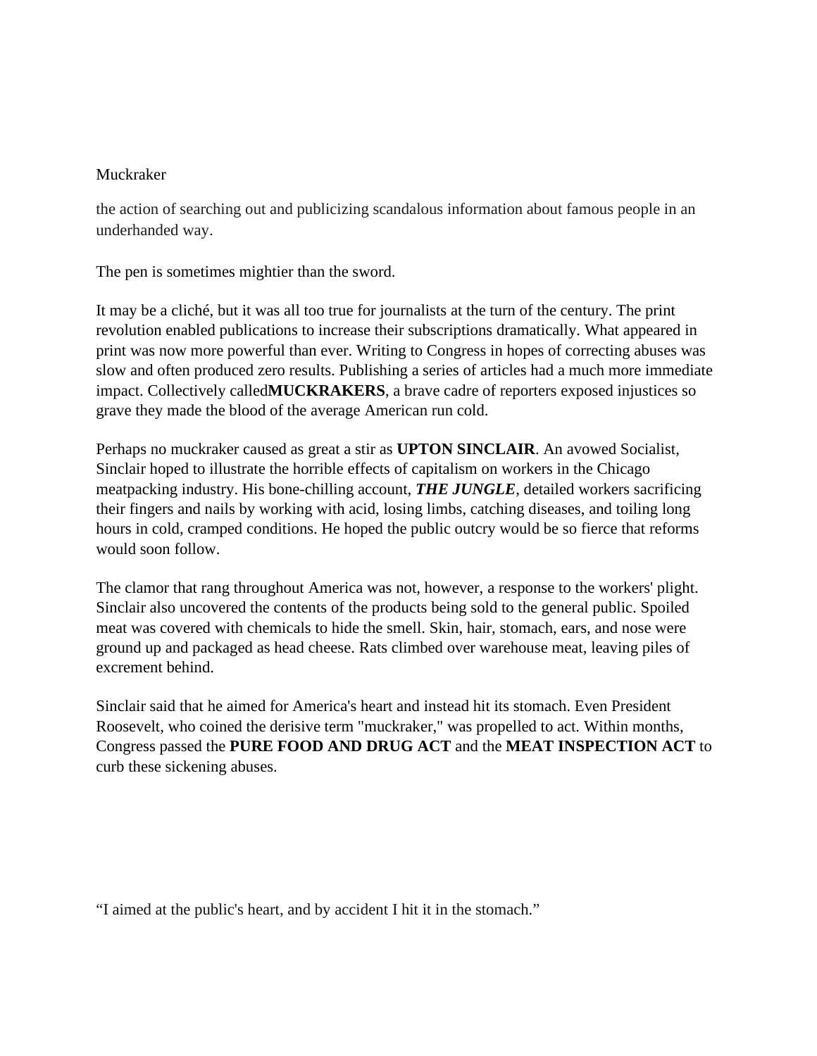Muckraker

the action of searching out and publicizing scandalous information about famous people in an underhanded way.

The pen is sometimes mightier than the sword.

It may be a cliché, but it was all too true for journalists at the turn of the century. The print revolution enabled publications to increase their subscriptions dramatically. What appeared in print was now more powerful than ever. Writing to Congress in hopes of correcting abuses was slow and often produced zero results. Publishing a series of articles had a much more immediate impact. Collectively called**MUCKRAKERS**, a brave cadre of reporters exposed injustices so grave they made the blood of the average American run cold.

Perhaps no muckraker caused as great a stir as **UPTON SINCLAIR**. An avowed Socialist, Sinclair hoped to illustrate the horrible effects of capitalism on workers in the Chicago meatpacking industry. His bone-chilling account, ***THE JUNGLE***, detailed workers sacrificing their fingers and nails by working with acid, losing limbs, catching diseases, and toiling long hours in cold, cramped conditions. He hoped the public outcry would be so fierce that reforms would soon follow.

The clamor that rang throughout America was not, however, a response to the workers' plight. Sinclair also uncovered the contents of the products being sold to the general public. Spoiled meat was covered with chemicals to hide the smell. Skin, hair, stomach, ears, and nose were ground up and packaged as head cheese. Rats climbed over warehouse meat, leaving piles of excrement behind.

Sinclair said that he aimed for America's heart and instead hit its stomach. Even President Roosevelt, who coined the derisive term "muckraker," was propelled to act. Within months, Congress passed the **PURE FOOD AND DRUG ACT** and the **MEAT INSPECTION ACT** to curb these sickening abuses.

"I aimed at the public's heart, and by accident I hit it in the stomach."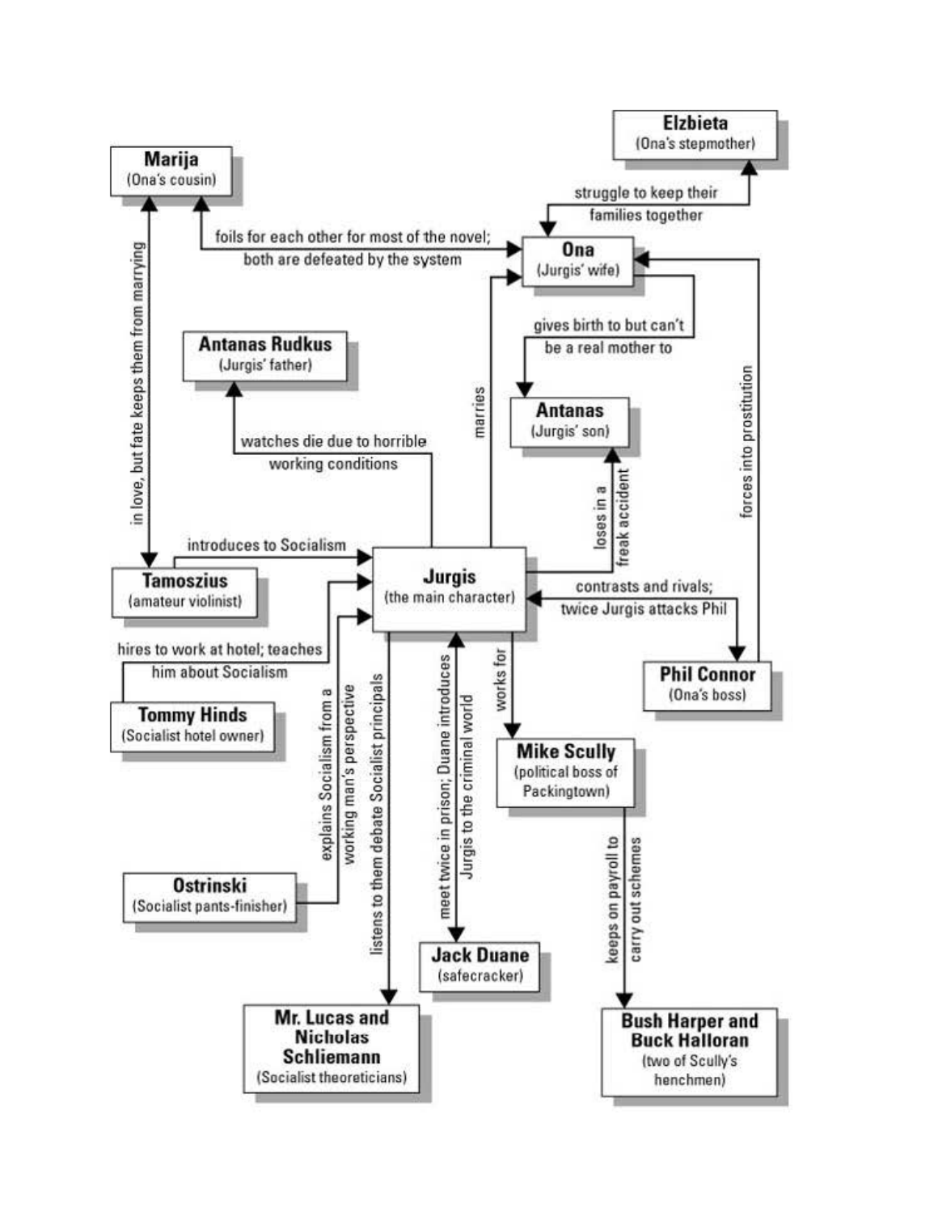Marija
(Ona's cousin)

Elzbieta
(Ona's stepmother)

struggle to keep their families together

foils for each other for most of the novel; both are defeated by the system

Ona
(Jurgis' wife)

in love, but fate keeps them from marrying

gives birth to but can't be a real mother to

Antanas Rudkus
(Jurgis' father)

Antanas
(Jurgis' son)

watches die due to horrible working conditions

marries

loses in a freak accident

forces into prostitution

introduces to Socialism

Tamoszius
(amateur violinist)

Jurgis
(the main character)

contrasts and rivals; twice Jurgis attacks Phil

hires to work at hotel; teaches him about Socialism

Phil Connor
(Ona's boss)

Tommy Hinds
(Socialist hotel owner)

explains Socialism from a working man's perspective

listens to them debate Socialist principals

meet twice in prison; Duane introduces Jurgis to the criminal world

works for

Mike Scully
(political boss of Packingtown)

Ostrinski
(Socialist pants-finisher)

keeps on payroll to carry out schemes

Jack Duane
(safecracker)

Mr. Lucas and Nicholas Schliemann
(Socialist theoreticians)

Bush Harper and Buck Halloran
(two of Scully's henchmen)